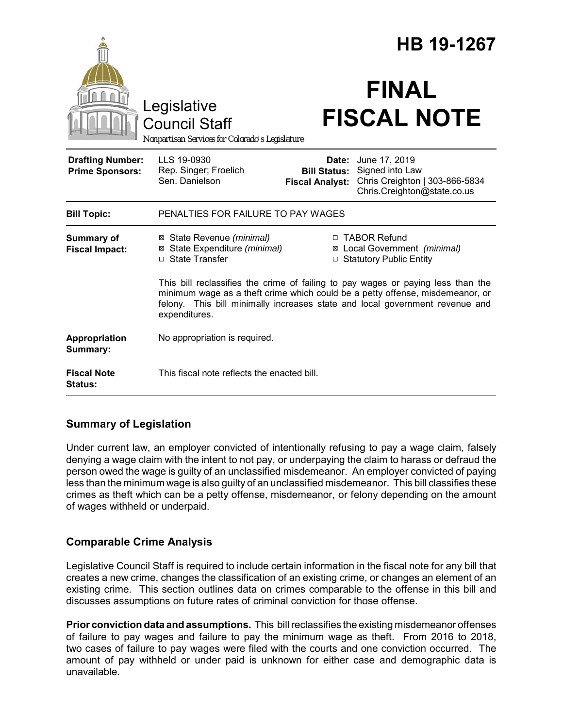# HB 19-1267

Legislative Council Staff

*Nonpartisan Services for Colorado's Legislature*

# FINAL FISCAL NOTE

| | | | |
|---|---|---|---|
| **Drafting Number:** | LLS 19-0930 | **Date:** | June 17, 2019 |
| **Prime Sponsors:** | Rep. Singer; Froelich<br>Sen. Danielson | **Bill Status:** | Signed into Law |
| | | **Fiscal Analyst:** | Chris Creighton \| 303-866-5834<br>Chris.Creighton@state.co.us |

| | |
|---|---|
| **Bill Topic:** | PENALTIES FOR FAILURE TO PAY WAGES |
| **Summary of Fiscal Impact:** | ☒ State Revenue *(minimal)*<br>☒ State Expenditure *(minimal)*<br>☐ State Transfer<br>☐ TABOR Refund<br>☒ Local Government *(minimal)*<br>☐ Statutory Public Entity<br><br>This bill reclassifies the crime of failing to pay wages or paying less than the minimum wage as a theft crime which could be a petty offense, misdemeanor, or felony. This bill minimally increases state and local government revenue and expenditures. |
| **Appropriation Summary:** | No appropriation is required. |
| **Fiscal Note Status:** | This fiscal note reflects the enacted bill. |

## Summary of Legislation

Under current law, an employer convicted of intentionally refusing to pay a wage claim, falsely denying a wage claim with the intent to not pay, or underpaying the claim to harass or defraud the person owed the wage is guilty of an unclassified misdemeanor. An employer convicted of paying less than the minimum wage is also guilty of an unclassified misdemeanor. This bill classifies these crimes as theft which can be a petty offense, misdemeanor, or felony depending on the amount of wages withheld or underpaid.

## Comparable Crime Analysis

Legislative Council Staff is required to include certain information in the fiscal note for any bill that creates a new crime, changes the classification of an existing crime, or changes an element of an existing crime. This section outlines data on crimes comparable to the offense in this bill and discusses assumptions on future rates of criminal conviction for those offense.

**Prior conviction data and assumptions.** This bill reclassifies the existing misdemeanor offenses of failure to pay wages and failure to pay the minimum wage as theft. From 2016 to 2018, two cases of failure to pay wages were filed with the courts and one conviction occurred. The amount of pay withheld or under paid is unknown for either case and demographic data is unavailable.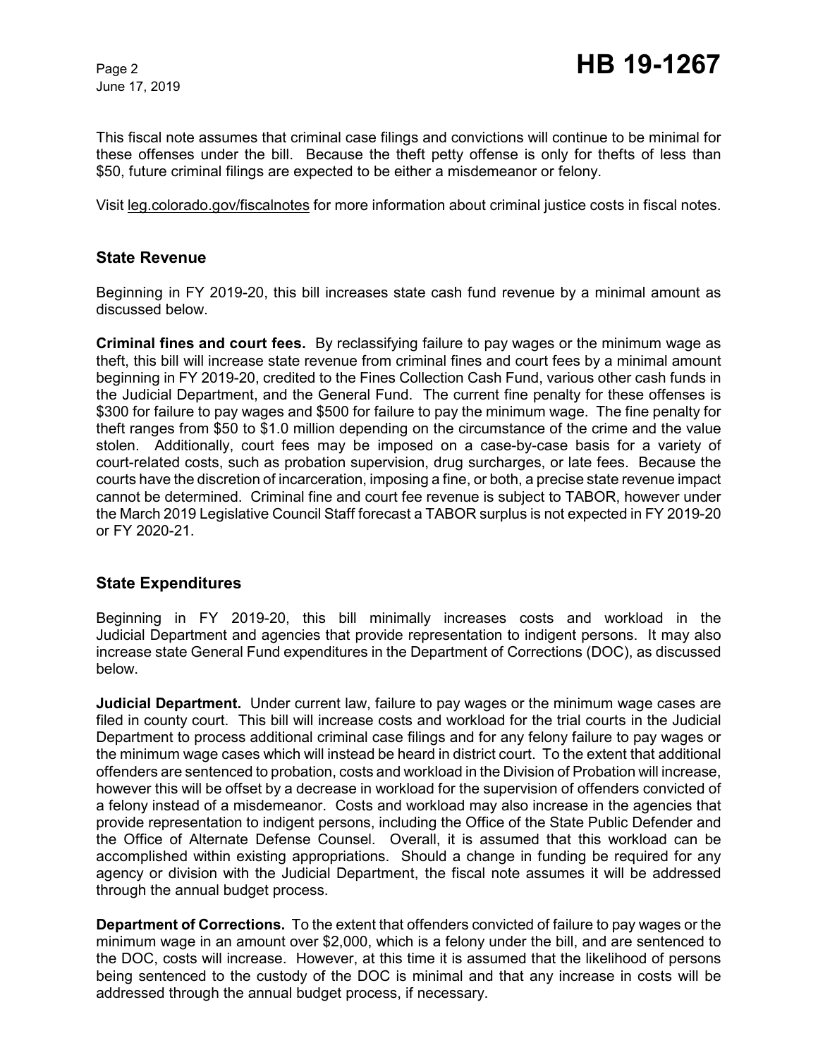This fiscal note assumes that criminal case filings and convictions will continue to be minimal for these offenses under the bill. Because the theft petty offense is only for thefts of less than $50, future criminal filings are expected to be either a misdemeanor or felony.

Visit leg.colorado.gov/fiscalnotes for more information about criminal justice costs in fiscal notes.

## State Revenue

Beginning in FY 2019-20, this bill increases state cash fund revenue by a minimal amount as discussed below.

**Criminal fines and court fees.** By reclassifying failure to pay wages or the minimum wage as theft, this bill will increase state revenue from criminal fines and court fees by a minimal amount beginning in FY 2019-20, credited to the Fines Collection Cash Fund, various other cash funds in the Judicial Department, and the General Fund. The current fine penalty for these offenses is $300 for failure to pay wages and $500 for failure to pay the minimum wage. The fine penalty for theft ranges from $50 to $1.0 million depending on the circumstance of the crime and the value stolen. Additionally, court fees may be imposed on a case-by-case basis for a variety of court-related costs, such as probation supervision, drug surcharges, or late fees. Because the courts have the discretion of incarceration, imposing a fine, or both, a precise state revenue impact cannot be determined. Criminal fine and court fee revenue is subject to TABOR, however under the March 2019 Legislative Council Staff forecast a TABOR surplus is not expected in FY 2019-20 or FY 2020-21.

## State Expenditures

Beginning in FY 2019-20, this bill minimally increases costs and workload in the Judicial Department and agencies that provide representation to indigent persons. It may also increase state General Fund expenditures in the Department of Corrections (DOC), as discussed below.

**Judicial Department.** Under current law, failure to pay wages or the minimum wage cases are filed in county court. This bill will increase costs and workload for the trial courts in the Judicial Department to process additional criminal case filings and for any felony failure to pay wages or the minimum wage cases which will instead be heard in district court. To the extent that additional offenders are sentenced to probation, costs and workload in the Division of Probation will increase, however this will be offset by a decrease in workload for the supervision of offenders convicted of a felony instead of a misdemeanor. Costs and workload may also increase in the agencies that provide representation to indigent persons, including the Office of the State Public Defender and the Office of Alternate Defense Counsel. Overall, it is assumed that this workload can be accomplished within existing appropriations. Should a change in funding be required for any agency or division with the Judicial Department, the fiscal note assumes it will be addressed through the annual budget process.

**Department of Corrections.** To the extent that offenders convicted of failure to pay wages or the minimum wage in an amount over $2,000, which is a felony under the bill, and are sentenced to the DOC, costs will increase. However, at this time it is assumed that the likelihood of persons being sentenced to the custody of the DOC is minimal and that any increase in costs will be addressed through the annual budget process, if necessary.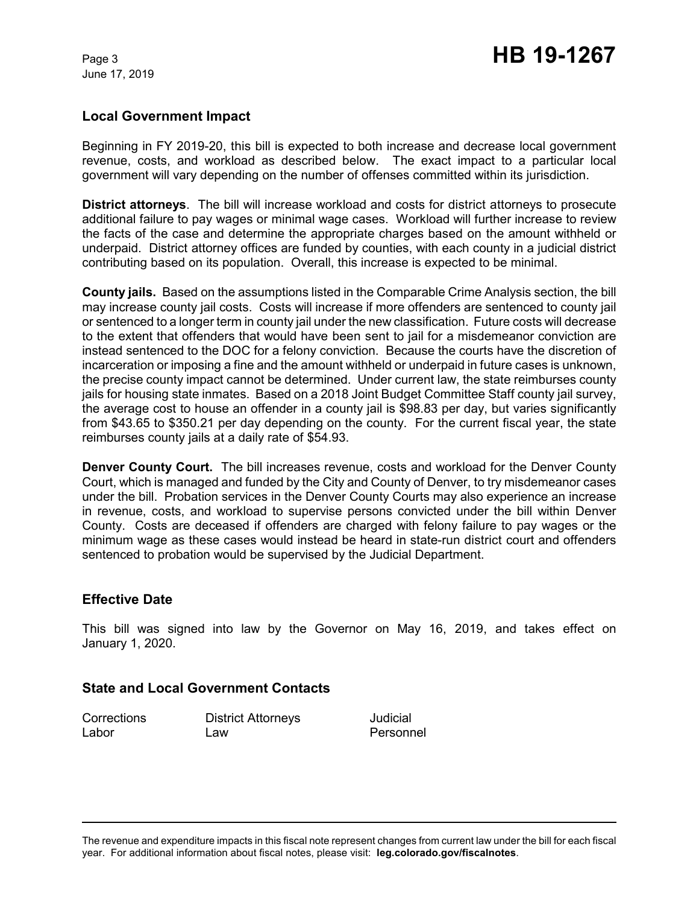## Local Government Impact

Beginning in FY 2019-20, this bill is expected to both increase and decrease local government revenue, costs, and workload as described below. The exact impact to a particular local government will vary depending on the number of offenses committed within its jurisdiction.

**District attorneys**. The bill will increase workload and costs for district attorneys to prosecute additional failure to pay wages or minimal wage cases. Workload will further increase to review the facts of the case and determine the appropriate charges based on the amount withheld or underpaid. District attorney offices are funded by counties, with each county in a judicial district contributing based on its population. Overall, this increase is expected to be minimal.

**County jails.** Based on the assumptions listed in the Comparable Crime Analysis section, the bill may increase county jail costs. Costs will increase if more offenders are sentenced to county jail or sentenced to a longer term in county jail under the new classification. Future costs will decrease to the extent that offenders that would have been sent to jail for a misdemeanor conviction are instead sentenced to the DOC for a felony conviction. Because the courts have the discretion of incarceration or imposing a fine and the amount withheld or underpaid in future cases is unknown, the precise county impact cannot be determined. Under current law, the state reimburses county jails for housing state inmates. Based on a 2018 Joint Budget Committee Staff county jail survey, the average cost to house an offender in a county jail is $98.83 per day, but varies significantly from $43.65 to $350.21 per day depending on the county. For the current fiscal year, the state reimburses county jails at a daily rate of $54.93.

**Denver County Court.** The bill increases revenue, costs and workload for the Denver County Court, which is managed and funded by the City and County of Denver, to try misdemeanor cases under the bill. Probation services in the Denver County Courts may also experience an increase in revenue, costs, and workload to supervise persons convicted under the bill within Denver County. Costs are deceased if offenders are charged with felony failure to pay wages or the minimum wage as these cases would instead be heard in state-run district court and offenders sentenced to probation would be supervised by the Judicial Department.

## Effective Date

This bill was signed into law by the Governor on May 16, 2019, and takes effect on January 1, 2020.

## State and Local Government Contacts

| | | |
|---|---|---|
| Corrections | District Attorneys | Judicial |
| Labor | Law | Personnel |

The revenue and expenditure impacts in this fiscal note represent changes from current law under the bill for each fiscal year. For additional information about fiscal notes, please visit: **leg.colorado.gov/fiscalnotes**.